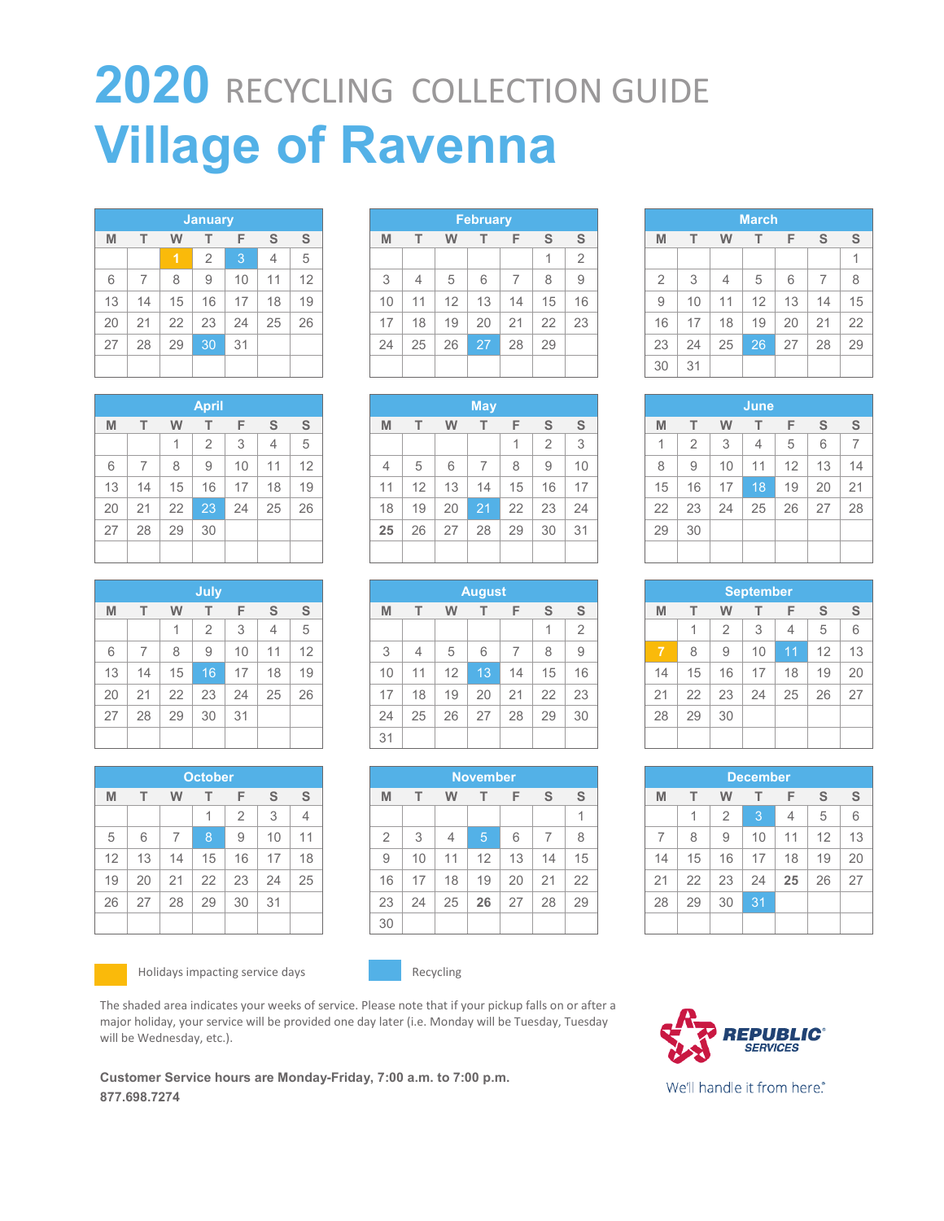# 2020 RECYCLING COLLECTION GUIDE

# Village of Ravenna

**January**

| M | T | W | T | F | S | S |
|---|---|---|---|---|---|---|
| | | 1 | 2 | 3 | 4 | 5 |
| 6 | 7 | 8 | 9 | 10 | 11 | 12 |
| 13 | 14 | 15 | 16 | 17 | 18 | 19 |
| 20 | 21 | 22 | 23 | 24 | 25 | 26 |
| 27 | 28 | 29 | 30 | 31 | | |

**February**

| M | T | W | T | F | S | S |
|---|---|---|---|---|---|---|
| | | | | | 1 | 2 |
| 3 | 4 | 5 | 6 | 7 | 8 | 9 |
| 10 | 11 | 12 | 13 | 14 | 15 | 16 |
| 17 | 18 | 19 | 20 | 21 | 22 | 23 |
| 24 | 25 | 26 | 27 | 28 | 29 | |

**March**

| M | T | W | T | F | S | S |
|---|---|---|---|---|---|---|
| | | | | | | 1 |
| 2 | 3 | 4 | 5 | 6 | 7 | 8 |
| 9 | 10 | 11 | 12 | 13 | 14 | 15 |
| 16 | 17 | 18 | 19 | 20 | 21 | 22 |
| 23 | 24 | 25 | 26 | 27 | 28 | 29 |
| 30 | 31 | | | | | |

**April**

| M | T | W | T | F | S | S |
|---|---|---|---|---|---|---|
| | | 1 | 2 | 3 | 4 | 5 |
| 6 | 7 | 8 | 9 | 10 | 11 | 12 |
| 13 | 14 | 15 | 16 | 17 | 18 | 19 |
| 20 | 21 | 22 | 23 | 24 | 25 | 26 |
| 27 | 28 | 29 | 30 | | | |

**May**

| M | T | W | T | F | S | S |
|---|---|---|---|---|---|---|
| | | | | 1 | 2 | 3 |
| 4 | 5 | 6 | 7 | 8 | 9 | 10 |
| 11 | 12 | 13 | 14 | 15 | 16 | 17 |
| 18 | 19 | 20 | 21 | 22 | 23 | 24 |
| **25** | 26 | 27 | 28 | 29 | 30 | 31 |

**June**

| M | T | W | T | F | S | S |
|---|---|---|---|---|---|---|
| 1 | 2 | 3 | 4 | 5 | 6 | 7 |
| 8 | 9 | 10 | 11 | 12 | 13 | 14 |
| 15 | 16 | 17 | 18 | 19 | 20 | 21 |
| 22 | 23 | 24 | 25 | 26 | 27 | 28 |
| 29 | 30 | | | | | |

**July**

| M | T | W | T | F | S | S |
|---|---|---|---|---|---|---|
| | | 1 | 2 | 3 | 4 | 5 |
| 6 | 7 | 8 | 9 | 10 | 11 | 12 |
| 13 | 14 | 15 | 16 | 17 | 18 | 19 |
| 20 | 21 | 22 | 23 | 24 | 25 | 26 |
| 27 | 28 | 29 | 30 | 31 | | |

**August**

| M | T | W | T | F | S | S |
|---|---|---|---|---|---|---|
| | | | | | 1 | 2 |
| 3 | 4 | 5 | 6 | 7 | 8 | 9 |
| 10 | 11 | 12 | 13 | 14 | 15 | 16 |
| 17 | 18 | 19 | 20 | 21 | 22 | 23 |
| 24 | 25 | 26 | 27 | 28 | 29 | 30 |
| 31 | | | | | | |

**September**

| M | T | W | T | F | S | S |
|---|---|---|---|---|---|---|
| | 1 | 2 | 3 | 4 | 5 | 6 |
| 7 | 8 | 9 | 10 | 11 | 12 | 13 |
| 14 | 15 | 16 | 17 | 18 | 19 | 20 |
| 21 | 22 | 23 | 24 | 25 | 26 | 27 |
| 28 | 29 | 30 | | | | |

**October**

| M | T | W | T | F | S | S |
|---|---|---|---|---|---|---|
| | | | 1 | 2 | 3 | 4 |
| 5 | 6 | 7 | 8 | 9 | 10 | 11 |
| 12 | 13 | 14 | 15 | 16 | 17 | 18 |
| 19 | 20 | 21 | 22 | 23 | 24 | 25 |
| 26 | 27 | 28 | 29 | 30 | 31 | |

**November**

| M | T | W | T | F | S | S |
|---|---|---|---|---|---|---|
| | | | | | | 1 |
| 2 | 3 | 4 | 5 | 6 | 7 | 8 |
| 9 | 10 | 11 | 12 | 13 | 14 | 15 |
| 16 | 17 | 18 | 19 | 20 | 21 | 22 |
| 23 | 24 | 25 | **26** | 27 | 28 | 29 |
| 30 | | | | | | |

**December**

| M | T | W | T | F | S | S |
|---|---|---|---|---|---|---|
| | 1 | 2 | 3 | 4 | 5 | 6 |
| 7 | 8 | 9 | 10 | 11 | 12 | 13 |
| 14 | 15 | 16 | 17 | 18 | 19 | 20 |
| 21 | 22 | 23 | 24 | **25** | 26 | 27 |
| 28 | 29 | 30 | 31 | | | |

Holidays impacting service days (highlighted): January 1, September 7

Recycling (highlighted): January 3, January 30, February 27, March 26, April 23, May 21, June 18, July 16, August 13, September 11, October 8, November 5, December 3, December 31

The shaded area indicates your weeks of service. Please note that if your pickup falls on or after a major holiday, your service will be provided one day later (i.e. Monday will be Tuesday, Tuesday will be Wednesday, etc.).

**Customer Service hours are Monday-Friday, 7:00 a.m. to 7:00 p.m.**
**877.698.7274**

REPUBLIC® SERVICES

We'll handle it from here.®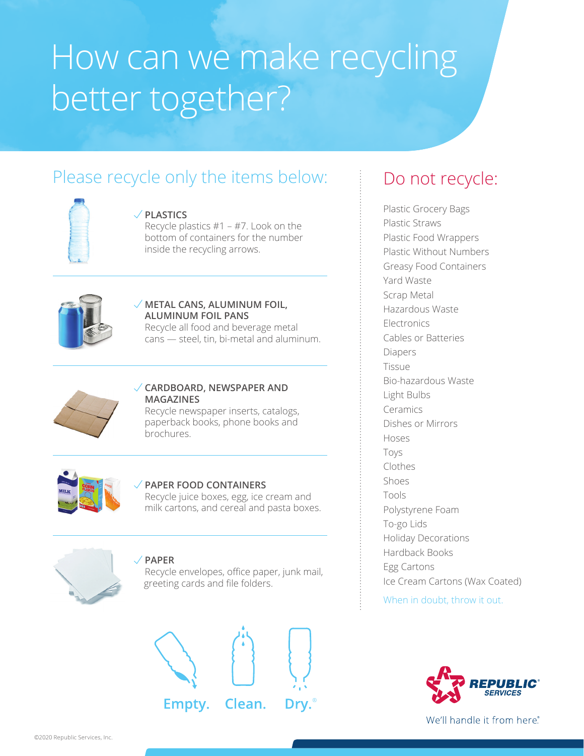# How can we make recycling better together?

## Please recycle only the items below:

✓ **PLASTICS**
Recycle plastics #1 – #7. Look on the bottom of containers for the number inside the recycling arrows.

✓ **METAL CANS, ALUMINUM FOIL, ALUMINUM FOIL PANS**
Recycle all food and beverage metal cans — steel, tin, bi-metal and aluminum.

✓ **CARDBOARD, NEWSPAPER AND MAGAZINES**
Recycle newspaper inserts, catalogs, paperback books, phone books and brochures.

✓ **PAPER FOOD CONTAINERS**
Recycle juice boxes, egg, ice cream and milk cartons, and cereal and pasta boxes.

✓ **PAPER**
Recycle envelopes, office paper, junk mail, greeting cards and file folders.

Empty. Clean. Dry.®

## Do not recycle:

- Plastic Grocery Bags
- Plastic Straws
- Plastic Food Wrappers
- Plastic Without Numbers
- Greasy Food Containers
- Yard Waste
- Scrap Metal
- Hazardous Waste
- Electronics
- Cables or Batteries
- Diapers
- Tissue
- Bio-hazardous Waste
- Light Bulbs
- Ceramics
- Dishes or Mirrors
- Hoses
- Toys
- Clothes
- Shoes
- Tools
- Polystyrene Foam
- To-go Lids
- Holiday Decorations
- Hardback Books
- Egg Cartons
- Ice Cream Cartons (Wax Coated)

When in doubt, throw it out.

REPUBLIC® SERVICES

We'll handle it from here.®

©2020 Republic Services, Inc.